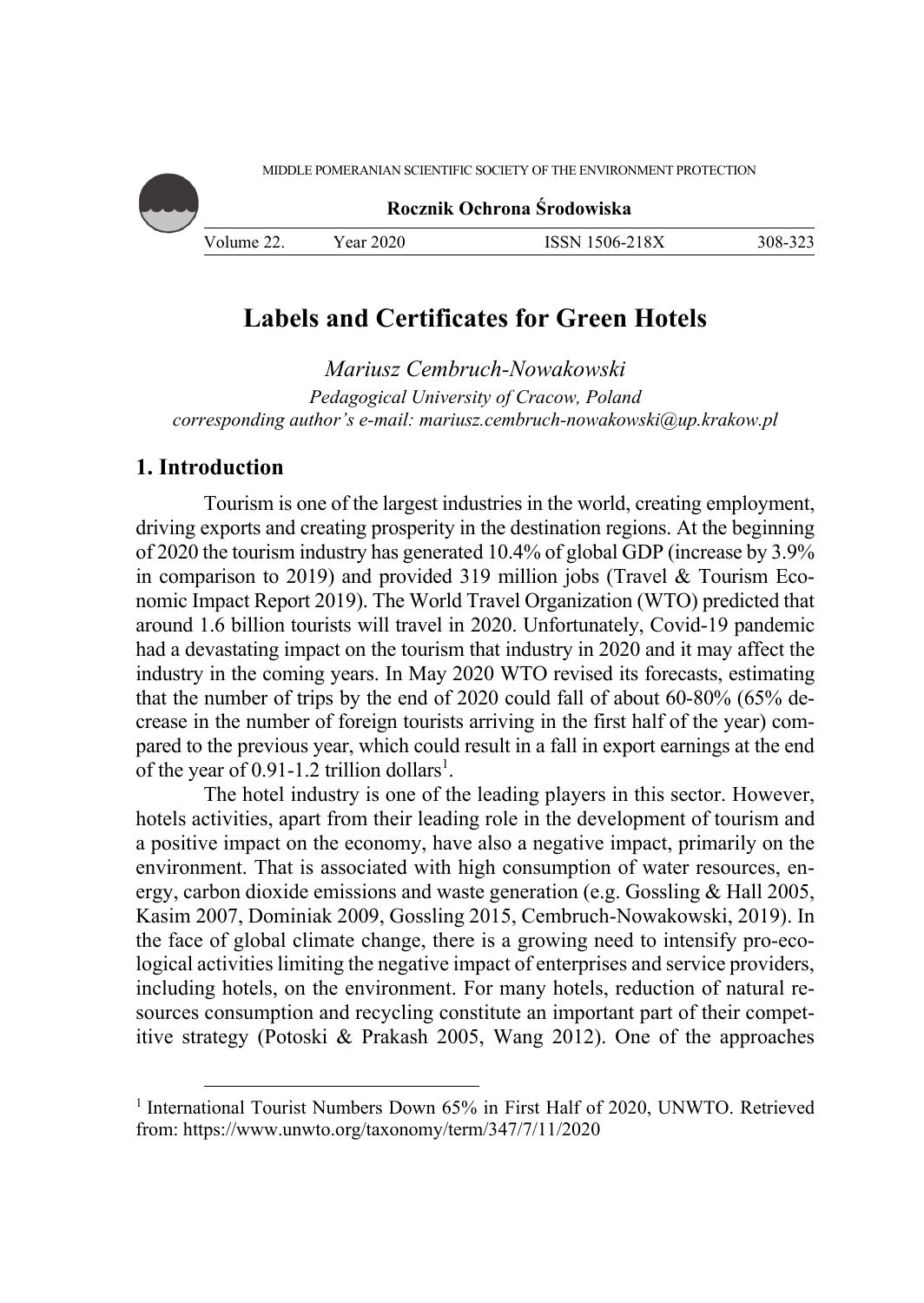MIDDLE POMERANIAN SCIENTIFIC SOCIETY OF THE ENVIRONMENT PROTECTION

**Rocznik Ochrona Środowiska**

# Labels and Certificates for Green Hotels

*Mariusz Cembruch-Nowakowski*

*Pedagogical University of Cracow, Poland*
*corresponding author's e-mail: mariusz.cembruch-nowakowski@up.krakow.pl*

## 1. Introduction

Tourism is one of the largest industries in the world, creating employment, driving exports and creating prosperity in the destination regions. At the beginning of 2020 the tourism industry has generated 10.4% of global GDP (increase by 3.9% in comparison to 2019) and provided 319 million jobs (Travel & Tourism Economic Impact Report 2019). The World Travel Organization (WTO) predicted that around 1.6 billion tourists will travel in 2020. Unfortunately, Covid-19 pandemic had a devastating impact on the tourism that industry in 2020 and it may affect the industry in the coming years. In May 2020 WTO revised its forecasts, estimating that the number of trips by the end of 2020 could fall of about 60-80% (65% decrease in the number of foreign tourists arriving in the first half of the year) compared to the previous year, which could result in a fall in export earnings at the end of the year of 0.91-1.2 trillion dollars[1].

The hotel industry is one of the leading players in this sector. However, hotels activities, apart from their leading role in the development of tourism and a positive impact on the economy, have also a negative impact, primarily on the environment. That is associated with high consumption of water resources, energy, carbon dioxide emissions and waste generation (e.g. Gossling & Hall 2005, Kasim 2007, Dominiak 2009, Gossling 2015, Cembruch-Nowakowski, 2019). In the face of global climate change, there is a growing need to intensify pro-ecological activities limiting the negative impact of enterprises and service providers, including hotels, on the environment. For many hotels, reduction of natural resources consumption and recycling constitute an important part of their competitive strategy (Potoski & Prakash 2005, Wang 2012). One of the approaches

[1] International Tourist Numbers Down 65% in First Half of 2020, UNWTO. Retrieved from: https://www.unwto.org/taxonomy/term/347/7/11/2020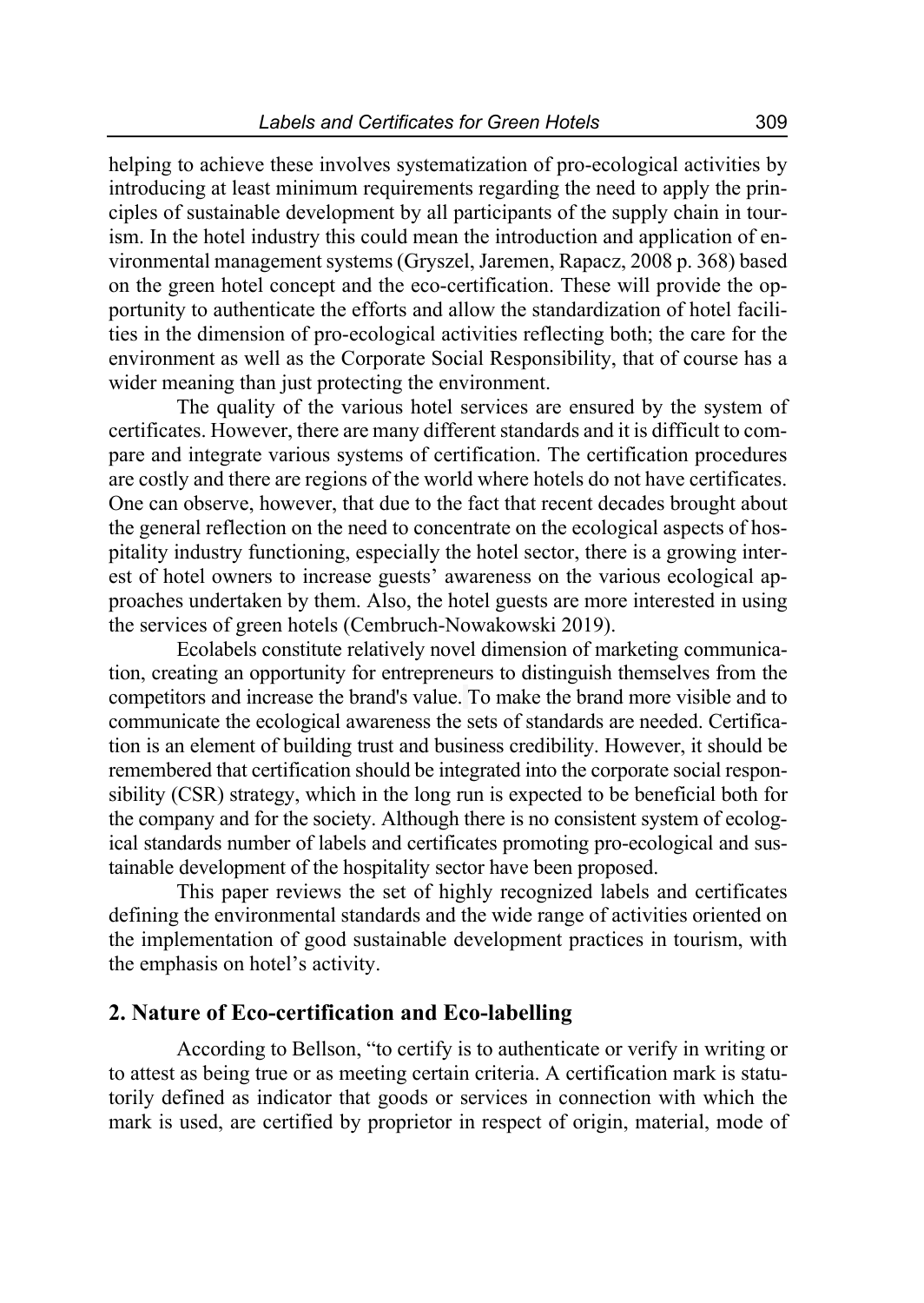helping to achieve these involves systematization of pro-ecological activities by introducing at least minimum requirements regarding the need to apply the principles of sustainable development by all participants of the supply chain in tourism. In the hotel industry this could mean the introduction and application of environmental management systems (Gryszel, Jaremen, Rapacz, 2008 p. 368) based on the green hotel concept and the eco-certification. These will provide the opportunity to authenticate the efforts and allow the standardization of hotel facilities in the dimension of pro-ecological activities reflecting both; the care for the environment as well as the Corporate Social Responsibility, that of course has a wider meaning than just protecting the environment.

The quality of the various hotel services are ensured by the system of certificates. However, there are many different standards and it is difficult to compare and integrate various systems of certification. The certification procedures are costly and there are regions of the world where hotels do not have certificates. One can observe, however, that due to the fact that recent decades brought about the general reflection on the need to concentrate on the ecological aspects of hospitality industry functioning, especially the hotel sector, there is a growing interest of hotel owners to increase guests' awareness on the various ecological approaches undertaken by them. Also, the hotel guests are more interested in using the services of green hotels (Cembruch-Nowakowski 2019).

Ecolabels constitute relatively novel dimension of marketing communication, creating an opportunity for entrepreneurs to distinguish themselves from the competitors and increase the brand's value. To make the brand more visible and to communicate the ecological awareness the sets of standards are needed. Certification is an element of building trust and business credibility. However, it should be remembered that certification should be integrated into the corporate social responsibility (CSR) strategy, which in the long run is expected to be beneficial both for the company and for the society. Although there is no consistent system of ecological standards number of labels and certificates promoting pro-ecological and sustainable development of the hospitality sector have been proposed.

This paper reviews the set of highly recognized labels and certificates defining the environmental standards and the wide range of activities oriented on the implementation of good sustainable development practices in tourism, with the emphasis on hotel's activity.

## 2. Nature of Eco-certification and Eco-labelling

According to Bellson, "to certify is to authenticate or verify in writing or to attest as being true or as meeting certain criteria. A certification mark is statutorily defined as indicator that goods or services in connection with which the mark is used, are certified by proprietor in respect of origin, material, mode of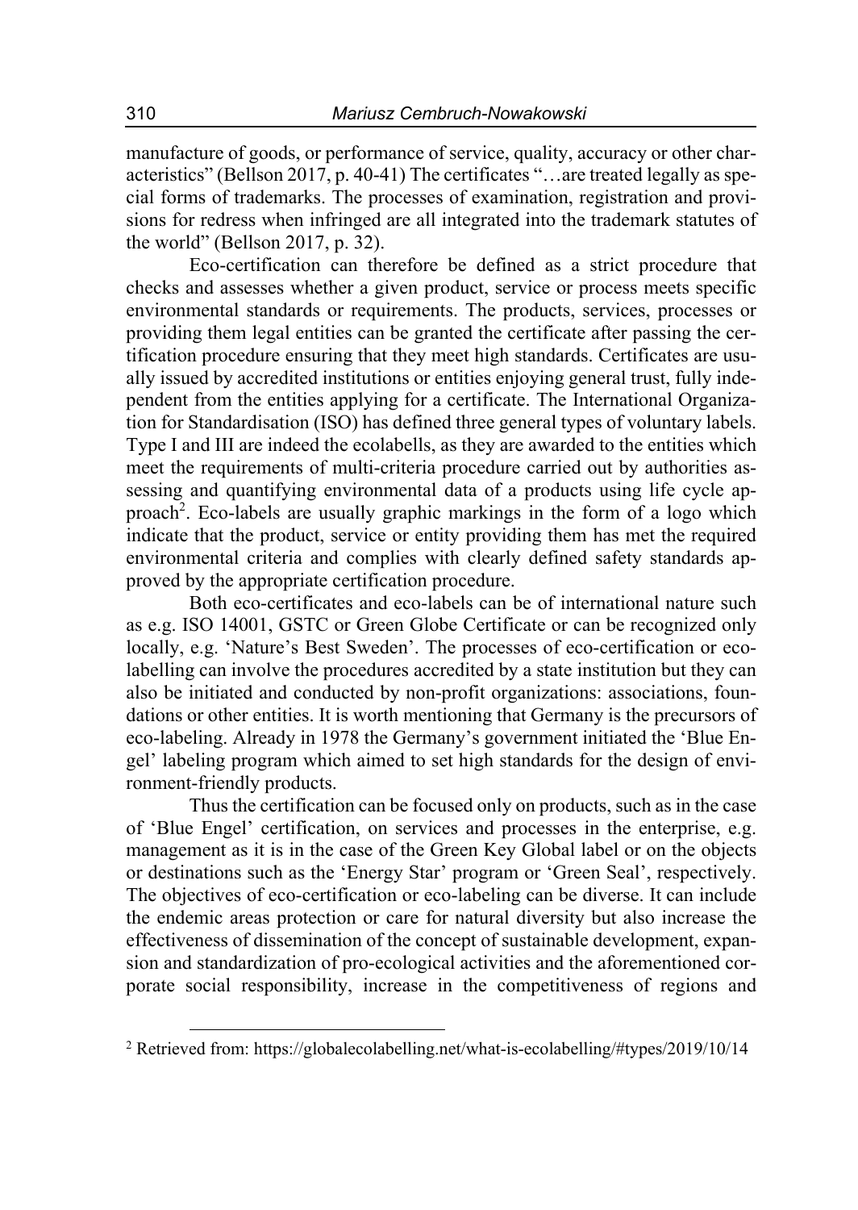manufacture of goods, or performance of service, quality, accuracy or other characteristics" (Bellson 2017, p. 40-41) The certificates "…are treated legally as special forms of trademarks. The processes of examination, registration and provisions for redress when infringed are all integrated into the trademark statutes of the world" (Bellson 2017, p. 32).

Eco-certification can therefore be defined as a strict procedure that checks and assesses whether a given product, service or process meets specific environmental standards or requirements. The products, services, processes or providing them legal entities can be granted the certificate after passing the certification procedure ensuring that they meet high standards. Certificates are usually issued by accredited institutions or entities enjoying general trust, fully independent from the entities applying for a certificate. The International Organization for Standardisation (ISO) has defined three general types of voluntary labels. Type I and III are indeed the ecolabells, as they are awarded to the entities which meet the requirements of multi-criteria procedure carried out by authorities assessing and quantifying environmental data of a products using life cycle approach[2]. Eco-labels are usually graphic markings in the form of a logo which indicate that the product, service or entity providing them has met the required environmental criteria and complies with clearly defined safety standards approved by the appropriate certification procedure.

Both eco-certificates and eco-labels can be of international nature such as e.g. ISO 14001, GSTC or Green Globe Certificate or can be recognized only locally, e.g. 'Nature's Best Sweden'. The processes of eco-certification or eco-labelling can involve the procedures accredited by a state institution but they can also be initiated and conducted by non-profit organizations: associations, foundations or other entities. It is worth mentioning that Germany is the precursors of eco-labeling. Already in 1978 the Germany's government initiated the 'Blue Engel' labeling program which aimed to set high standards for the design of environment-friendly products.

Thus the certification can be focused only on products, such as in the case of 'Blue Engel' certification, on services and processes in the enterprise, e.g. management as it is in the case of the Green Key Global label or on the objects or destinations such as the 'Energy Star' program or 'Green Seal', respectively. The objectives of eco-certification or eco-labeling can be diverse. It can include the endemic areas protection or care for natural diversity but also increase the effectiveness of dissemination of the concept of sustainable development, expansion and standardization of pro-ecological activities and the aforementioned corporate social responsibility, increase in the competitiveness of regions and

[2] Retrieved from: https://globalecolabelling.net/what-is-ecolabelling/#types/2019/10/14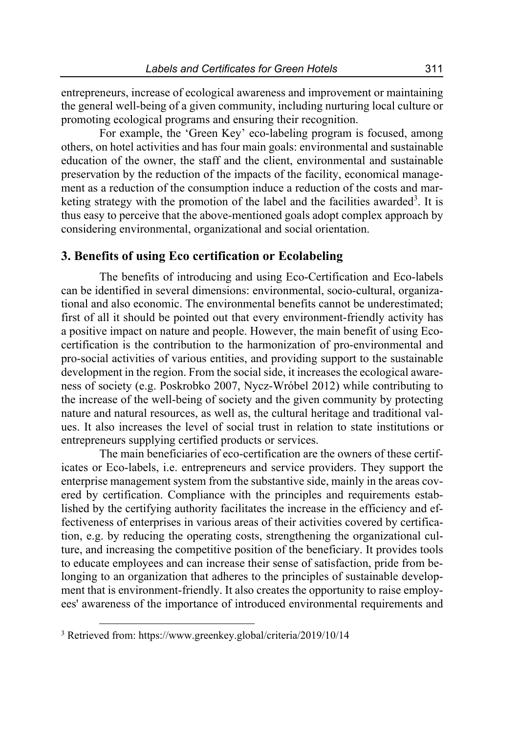entrepreneurs, increase of ecological awareness and improvement or maintaining the general well-being of a given community, including nurturing local culture or promoting ecological programs and ensuring their recognition.

For example, the 'Green Key' eco-labeling program is focused, among others, on hotel activities and has four main goals: environmental and sustainable education of the owner, the staff and the client, environmental and sustainable preservation by the reduction of the impacts of the facility, economical management as a reduction of the consumption induce a reduction of the costs and marketing strategy with the promotion of the label and the facilities awarded[3]. It is thus easy to perceive that the above-mentioned goals adopt complex approach by considering environmental, organizational and social orientation.

## 3. Benefits of using Eco certification or Ecolabeling

The benefits of introducing and using Eco-Certification and Eco-labels can be identified in several dimensions: environmental, socio-cultural, organizational and also economic. The environmental benefits cannot be underestimated; first of all it should be pointed out that every environment-friendly activity has a positive impact on nature and people. However, the main benefit of using Eco-certification is the contribution to the harmonization of pro-environmental and pro-social activities of various entities, and providing support to the sustainable development in the region. From the social side, it increases the ecological awareness of society (e.g. Poskrobko 2007, Nycz-Wróbel 2012) while contributing to the increase of the well-being of society and the given community by protecting nature and natural resources, as well as, the cultural heritage and traditional values. It also increases the level of social trust in relation to state institutions or entrepreneurs supplying certified products or services.

The main beneficiaries of eco-certification are the owners of these certificates or Eco-labels, i.e. entrepreneurs and service providers. They support the enterprise management system from the substantive side, mainly in the areas covered by certification. Compliance with the principles and requirements established by the certifying authority facilitates the increase in the efficiency and effectiveness of enterprises in various areas of their activities covered by certification, e.g. by reducing the operating costs, strengthening the organizational culture, and increasing the competitive position of the beneficiary. It provides tools to educate employees and can increase their sense of satisfaction, pride from belonging to an organization that adheres to the principles of sustainable development that is environment-friendly. It also creates the opportunity to raise employees' awareness of the importance of introduced environmental requirements and

[3] Retrieved from: https://www.greenkey.global/criteria/2019/10/14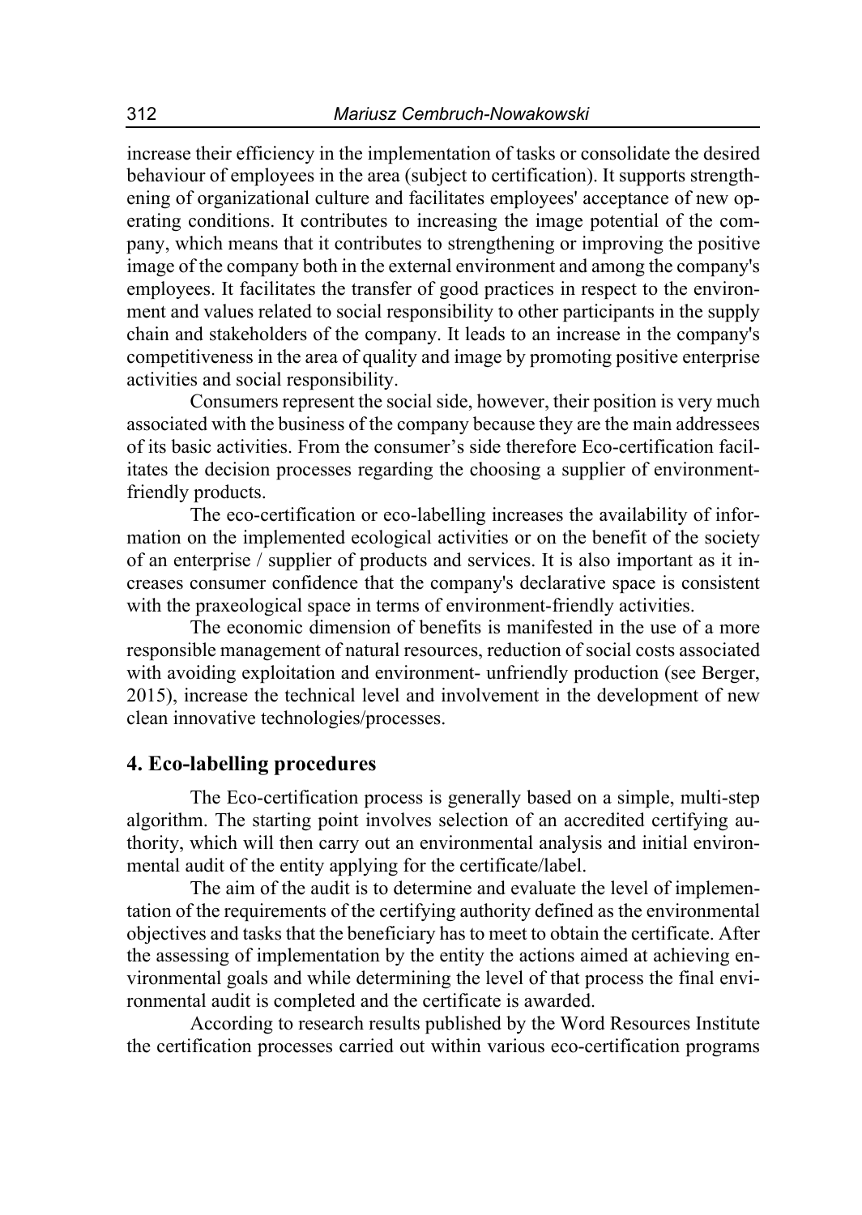increase their efficiency in the implementation of tasks or consolidate the desired behaviour of employees in the area (subject to certification). It supports strengthening of organizational culture and facilitates employees' acceptance of new operating conditions. It contributes to increasing the image potential of the company, which means that it contributes to strengthening or improving the positive image of the company both in the external environment and among the company's employees. It facilitates the transfer of good practices in respect to the environment and values related to social responsibility to other participants in the supply chain and stakeholders of the company. It leads to an increase in the company's competitiveness in the area of quality and image by promoting positive enterprise activities and social responsibility.

Consumers represent the social side, however, their position is very much associated with the business of the company because they are the main addressees of its basic activities. From the consumer's side therefore Eco-certification facilitates the decision processes regarding the choosing a supplier of environment-friendly products.

The eco-certification or eco-labelling increases the availability of information on the implemented ecological activities or on the benefit of the society of an enterprise / supplier of products and services. It is also important as it increases consumer confidence that the company's declarative space is consistent with the praxeological space in terms of environment-friendly activities.

The economic dimension of benefits is manifested in the use of a more responsible management of natural resources, reduction of social costs associated with avoiding exploitation and environment- unfriendly production (see Berger, 2015), increase the technical level and involvement in the development of new clean innovative technologies/processes.

## 4. Eco-labelling procedures

The Eco-certification process is generally based on a simple, multi-step algorithm. The starting point involves selection of an accredited certifying authority, which will then carry out an environmental analysis and initial environmental audit of the entity applying for the certificate/label.

The aim of the audit is to determine and evaluate the level of implementation of the requirements of the certifying authority defined as the environmental objectives and tasks that the beneficiary has to meet to obtain the certificate. After the assessing of implementation by the entity the actions aimed at achieving environmental goals and while determining the level of that process the final environmental audit is completed and the certificate is awarded.

According to research results published by the Word Resources Institute the certification processes carried out within various eco-certification programs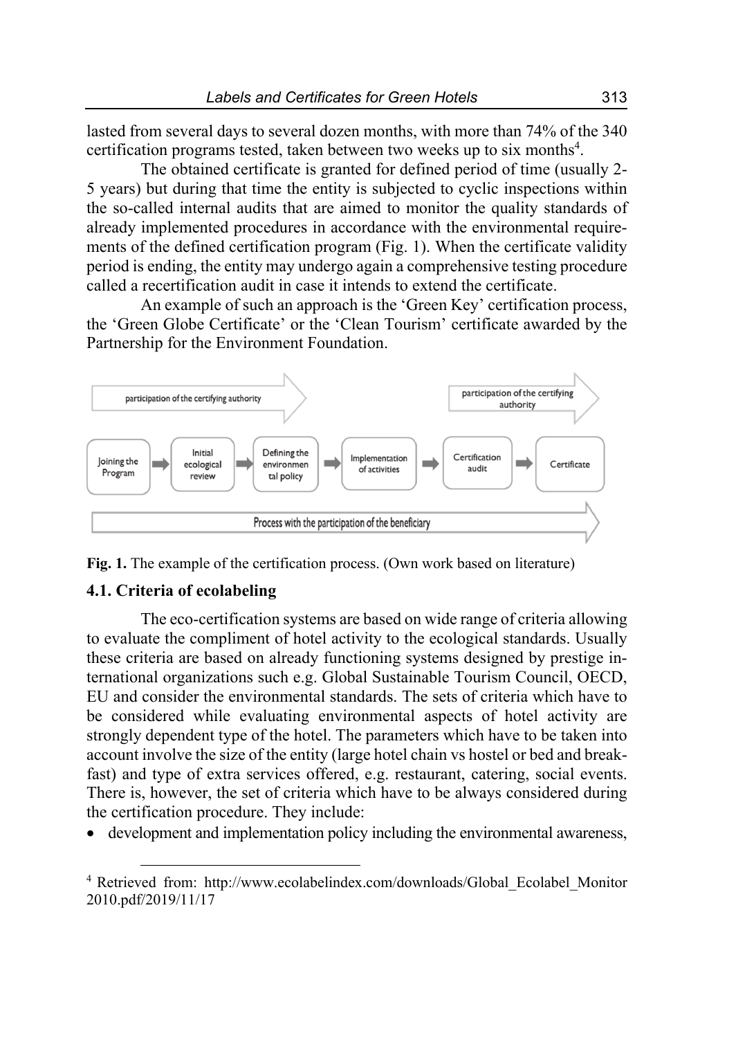lasted from several days to several dozen months, with more than 74% of the 340 certification programs tested, taken between two weeks up to six months[4].

The obtained certificate is granted for defined period of time (usually 2-5 years) but during that time the entity is subjected to cyclic inspections within the so-called internal audits that are aimed to monitor the quality standards of already implemented procedures in accordance with the environmental requirements of the defined certification program (Fig. 1). When the certificate validity period is ending, the entity may undergo again a comprehensive testing procedure called a recertification audit in case it intends to extend the certificate.

An example of such an approach is the 'Green Key' certification process, the 'Green Globe Certificate' or the 'Clean Tourism' certificate awarded by the Partnership for the Environment Foundation.

participation of the certifying authority → participation of the certifying authority

Joining the Program → Initial ecological review → Defining the environmental policy → Implementation of activities → Certification audit → Certificate

Process with the participation of the beneficiary

**Fig. 1.** The example of the certification process. (Own work based on literature)

### 4.1. Criteria of ecolabeling

The eco-certification systems are based on wide range of criteria allowing to evaluate the compliment of hotel activity to the ecological standards. Usually these criteria are based on already functioning systems designed by prestige international organizations such e.g. Global Sustainable Tourism Council, OECD, EU and consider the environmental standards. The sets of criteria which have to be considered while evaluating environmental aspects of hotel activity are strongly dependent type of the hotel. The parameters which have to be taken into account involve the size of the entity (large hotel chain vs hostel or bed and breakfast) and type of extra services offered, e.g. restaurant, catering, social events. There is, however, the set of criteria which have to be always considered during the certification procedure. They include:

- development and implementation policy including the environmental awareness,

---

[4] Retrieved from: http://www.ecolabelindex.com/downloads/Global_Ecolabel_Monitor 2010.pdf/2019/11/17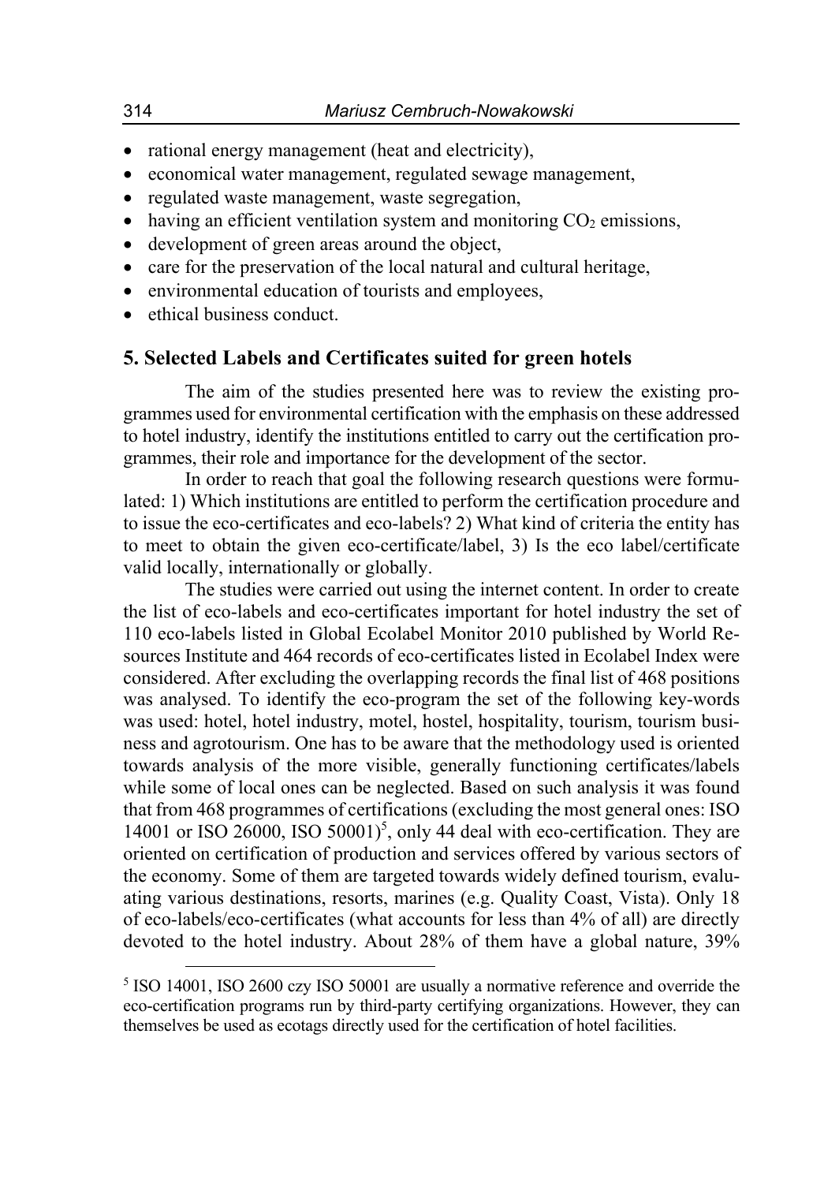- rational energy management (heat and electricity),
- economical water management, regulated sewage management,
- regulated waste management, waste segregation,
- having an efficient ventilation system and monitoring $CO_2$ emissions,
- development of green areas around the object,
- care for the preservation of the local natural and cultural heritage,
- environmental education of tourists and employees,
- ethical business conduct.

## 5. Selected Labels and Certificates suited for green hotels

The aim of the studies presented here was to review the existing programmes used for environmental certification with the emphasis on these addressed to hotel industry, identify the institutions entitled to carry out the certification programmes, their role and importance for the development of the sector.

In order to reach that goal the following research questions were formulated: 1) Which institutions are entitled to perform the certification procedure and to issue the eco-certificates and eco-labels? 2) What kind of criteria the entity has to meet to obtain the given eco-certificate/label, 3) Is the eco label/certificate valid locally, internationally or globally.

The studies were carried out using the internet content. In order to create the list of eco-labels and eco-certificates important for hotel industry the set of 110 eco-labels listed in Global Ecolabel Monitor 2010 published by World Resources Institute and 464 records of eco-certificates listed in Ecolabel Index were considered. After excluding the overlapping records the final list of 468 positions was analysed. To identify the eco-program the set of the following key-words was used: hotel, hotel industry, motel, hostel, hospitality, tourism, tourism business and agrotourism. One has to be aware that the methodology used is oriented towards analysis of the more visible, generally functioning certificates/labels while some of local ones can be neglected. Based on such analysis it was found that from 468 programmes of certifications (excluding the most general ones: ISO 14001 or ISO 26000, ISO 50001)[5], only 44 deal with eco-certification. They are oriented on certification of production and services offered by various sectors of the economy. Some of them are targeted towards widely defined tourism, evaluating various destinations, resorts, marines (e.g. Quality Coast, Vista). Only 18 of eco-labels/eco-certificates (what accounts for less than 4% of all) are directly devoted to the hotel industry. About 28% of them have a global nature, 39%

[5] ISO 14001, ISO 2600 czy ISO 50001 are usually a normative reference and override the eco-certification programs run by third-party certifying organizations. However, they can themselves be used as ecotags directly used for the certification of hotel facilities.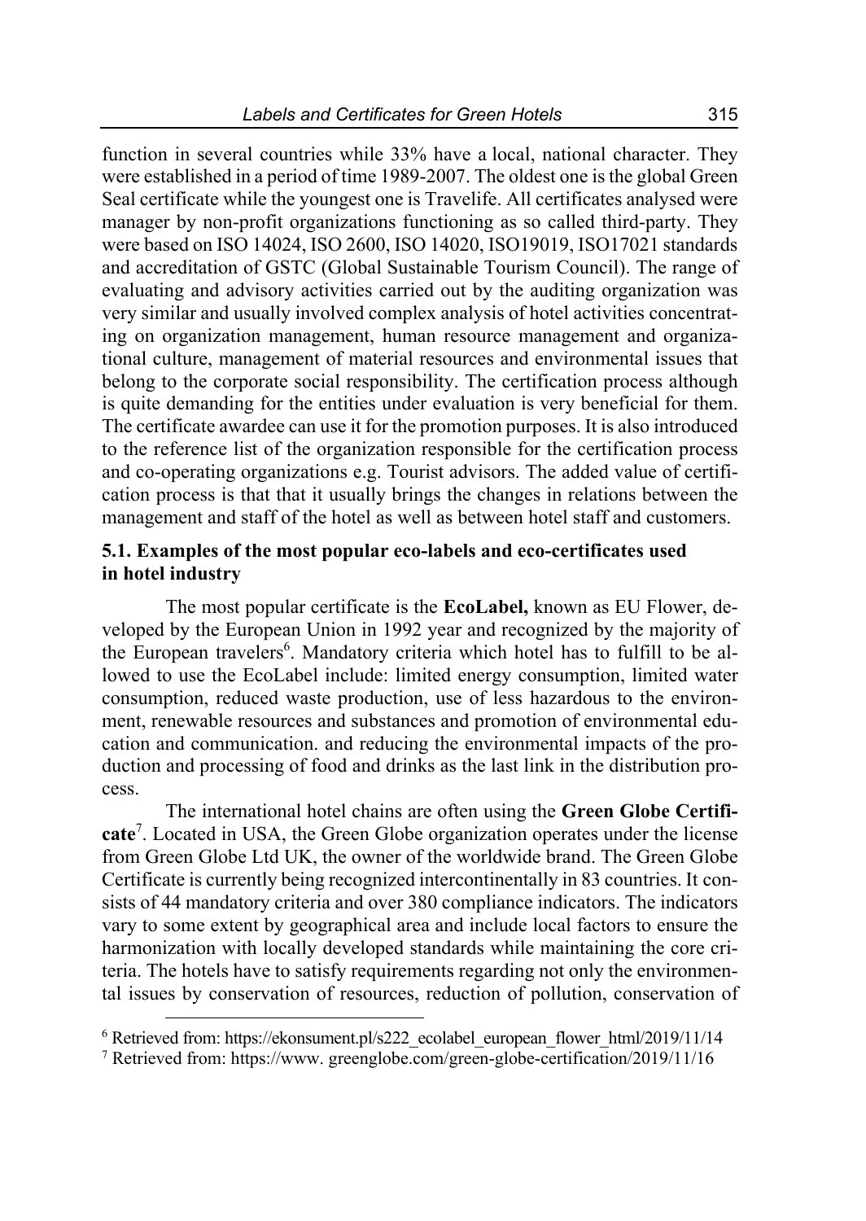function in several countries while 33% have a local, national character. They were established in a period of time 1989-2007. The oldest one is the global Green Seal certificate while the youngest one is Travelife. All certificates analysed were manager by non-profit organizations functioning as so called third-party. They were based on ISO 14024, ISO 2600, ISO 14020, ISO19019, ISO17021 standards and accreditation of GSTC (Global Sustainable Tourism Council). The range of evaluating and advisory activities carried out by the auditing organization was very similar and usually involved complex analysis of hotel activities concentrating on organization management, human resource management and organizational culture, management of material resources and environmental issues that belong to the corporate social responsibility. The certification process although is quite demanding for the entities under evaluation is very beneficial for them. The certificate awardee can use it for the promotion purposes. It is also introduced to the reference list of the organization responsible for the certification process and co-operating organizations e.g. Tourist advisors. The added value of certification process is that that it usually brings the changes in relations between the management and staff of the hotel as well as between hotel staff and customers.

### 5.1. Examples of the most popular eco-labels and eco-certificates used in hotel industry

The most popular certificate is the **EcoLabel,** known as EU Flower, developed by the European Union in 1992 year and recognized by the majority of the European travelers[6]. Mandatory criteria which hotel has to fulfill to be allowed to use the EcoLabel include: limited energy consumption, limited water consumption, reduced waste production, use of less hazardous to the environment, renewable resources and substances and promotion of environmental education and communication. and reducing the environmental impacts of the production and processing of food and drinks as the last link in the distribution process.

The international hotel chains are often using the **Green Globe Certificate**[7]. Located in USA, the Green Globe organization operates under the license from Green Globe Ltd UK, the owner of the worldwide brand. The Green Globe Certificate is currently being recognized intercontinentally in 83 countries. It consists of 44 mandatory criteria and over 380 compliance indicators. The indicators vary to some extent by geographical area and include local factors to ensure the harmonization with locally developed standards while maintaining the core criteria. The hotels have to satisfy requirements regarding not only the environmental issues by conservation of resources, reduction of pollution, conservation of

---

[6] Retrieved from: https://ekonsument.pl/s222_ecolabel_european_flower_html/2019/11/14

[7] Retrieved from: https://www. greenglobe.com/green-globe-certification/2019/11/16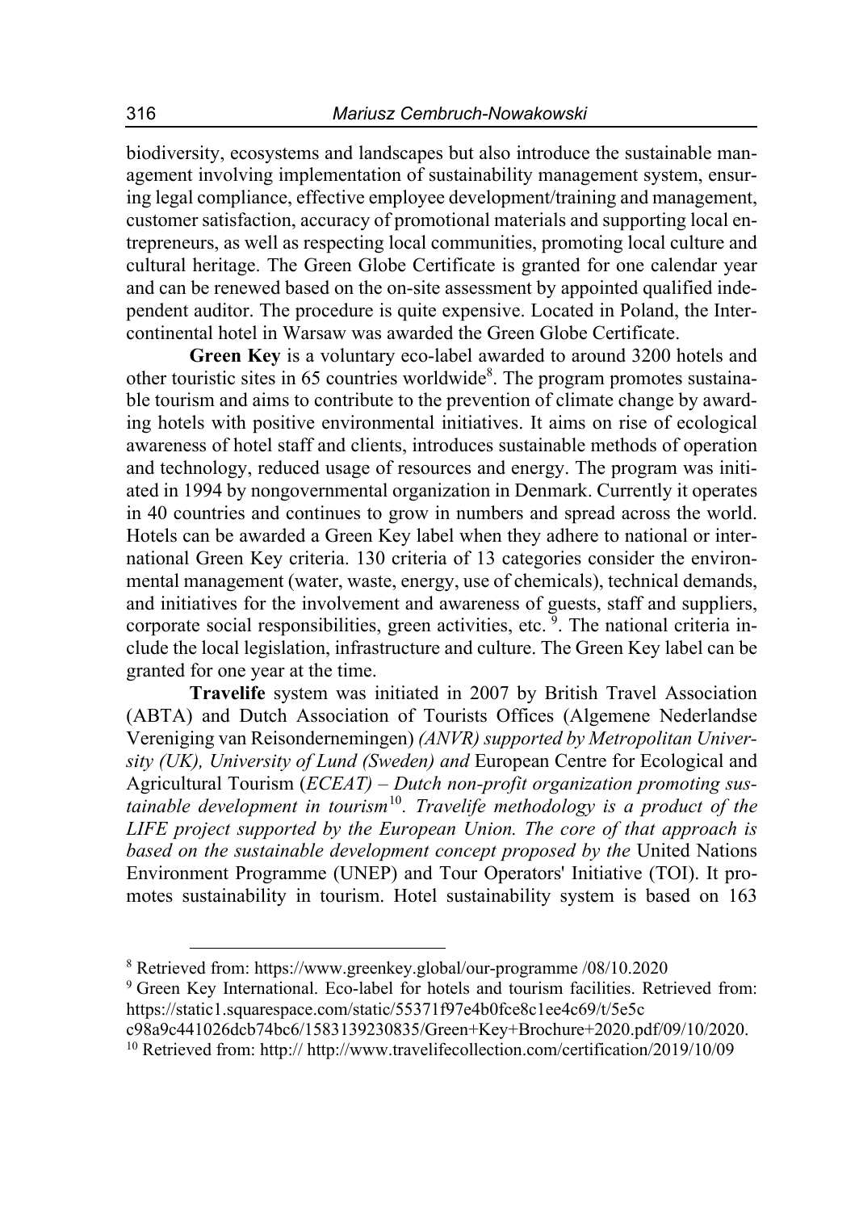biodiversity, ecosystems and landscapes but also introduce the sustainable management involving implementation of sustainability management system, ensuring legal compliance, effective employee development/training and management, customer satisfaction, accuracy of promotional materials and supporting local entrepreneurs, as well as respecting local communities, promoting local culture and cultural heritage. The Green Globe Certificate is granted for one calendar year and can be renewed based on the on-site assessment by appointed qualified independent auditor. The procedure is quite expensive. Located in Poland, the Intercontinental hotel in Warsaw was awarded the Green Globe Certificate.

**Green Key** is a voluntary eco-label awarded to around 3200 hotels and other touristic sites in 65 countries worldwide[8]. The program promotes sustainable tourism and aims to contribute to the prevention of climate change by awarding hotels with positive environmental initiatives. It aims on rise of ecological awareness of hotel staff and clients, introduces sustainable methods of operation and technology, reduced usage of resources and energy. The program was initiated in 1994 by nongovernmental organization in Denmark. Currently it operates in 40 countries and continues to grow in numbers and spread across the world. Hotels can be awarded a Green Key label when they adhere to national or international Green Key criteria. 130 criteria of 13 categories consider the environmental management (water, waste, energy, use of chemicals), technical demands, and initiatives for the involvement and awareness of guests, staff and suppliers, corporate social responsibilities, green activities, etc. [9]. The national criteria include the local legislation, infrastructure and culture. The Green Key label can be granted for one year at the time.

**Travelife** system was initiated in 2007 by British Travel Association (ABTA) and Dutch Association of Tourists Offices (Algemene Nederlandse Vereniging van Reisondernemingen) *(ANVR) supported by Metropolitan University (UK), University of Lund (Sweden) and* European Centre for Ecological and Agricultural Tourism (*ECEAT*) *– Dutch non-profit organization promoting sustainable development in tourism*[10]. *Travelife methodology is a product of the LIFE project supported by the European Union. The core of that approach is based on the sustainable development concept proposed by the* United Nations Environment Programme (UNEP) and Tour Operators' Initiative (TOI). It promotes sustainability in tourism. Hotel sustainability system is based on 163

---

[8] Retrieved from: https://www.greenkey.global/our-programme /08/10.2020

[9] Green Key International. Eco-label for hotels and tourism facilities. Retrieved from: https://static1.squarespace.com/static/55371f97e4b0fce8c1ee4c69/t/5e5c c98a9c441026dcb74bc6/1583139230835/Green+Key+Brochure+2020.pdf/09/10/2020.

[10] Retrieved from: http:// http://www.travelifecollection.com/certification/2019/10/09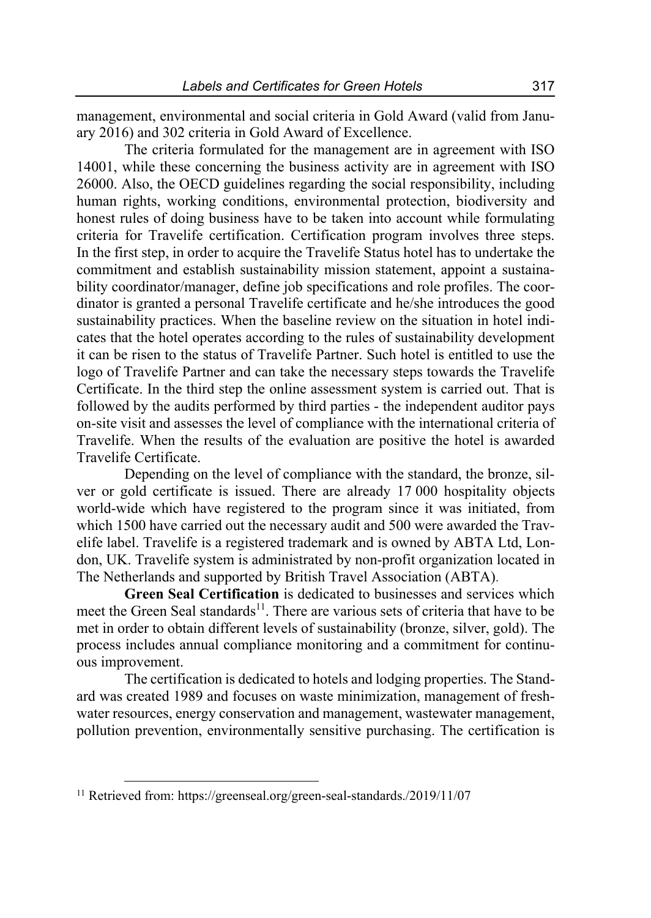management, environmental and social criteria in Gold Award (valid from January 2016) and 302 criteria in Gold Award of Excellence.

The criteria formulated for the management are in agreement with ISO 14001, while these concerning the business activity are in agreement with ISO 26000. Also, the OECD guidelines regarding the social responsibility, including human rights, working conditions, environmental protection, biodiversity and honest rules of doing business have to be taken into account while formulating criteria for Travelife certification. Certification program involves three steps. In the first step, in order to acquire the Travelife Status hotel has to undertake the commitment and establish sustainability mission statement, appoint a sustainability coordinator/manager, define job specifications and role profiles. The coordinator is granted a personal Travelife certificate and he/she introduces the good sustainability practices. When the baseline review on the situation in hotel indicates that the hotel operates according to the rules of sustainability development it can be risen to the status of Travelife Partner. Such hotel is entitled to use the logo of Travelife Partner and can take the necessary steps towards the Travelife Certificate. In the third step the online assessment system is carried out. That is followed by the audits performed by third parties - the independent auditor pays on-site visit and assesses the level of compliance with the international criteria of Travelife. When the results of the evaluation are positive the hotel is awarded Travelife Certificate.

Depending on the level of compliance with the standard, the bronze, silver or gold certificate is issued. There are already 17 000 hospitality objects world-wide which have registered to the program since it was initiated, from which 1500 have carried out the necessary audit and 500 were awarded the Travelife label. Travelife is a registered trademark and is owned by ABTA Ltd, London, UK. Travelife system is administrated by non-profit organization located in The Netherlands and supported by British Travel Association (ABTA).

**Green Seal Certification** is dedicated to businesses and services which meet the Green Seal standards[11]. There are various sets of criteria that have to be met in order to obtain different levels of sustainability (bronze, silver, gold). The process includes annual compliance monitoring and a commitment for continuous improvement.

The certification is dedicated to hotels and lodging properties. The Standard was created 1989 and focuses on waste minimization, management of freshwater resources, energy conservation and management, wastewater management, pollution prevention, environmentally sensitive purchasing. The certification is

---

[11] Retrieved from: https://greenseal.org/green-seal-standards./2019/11/07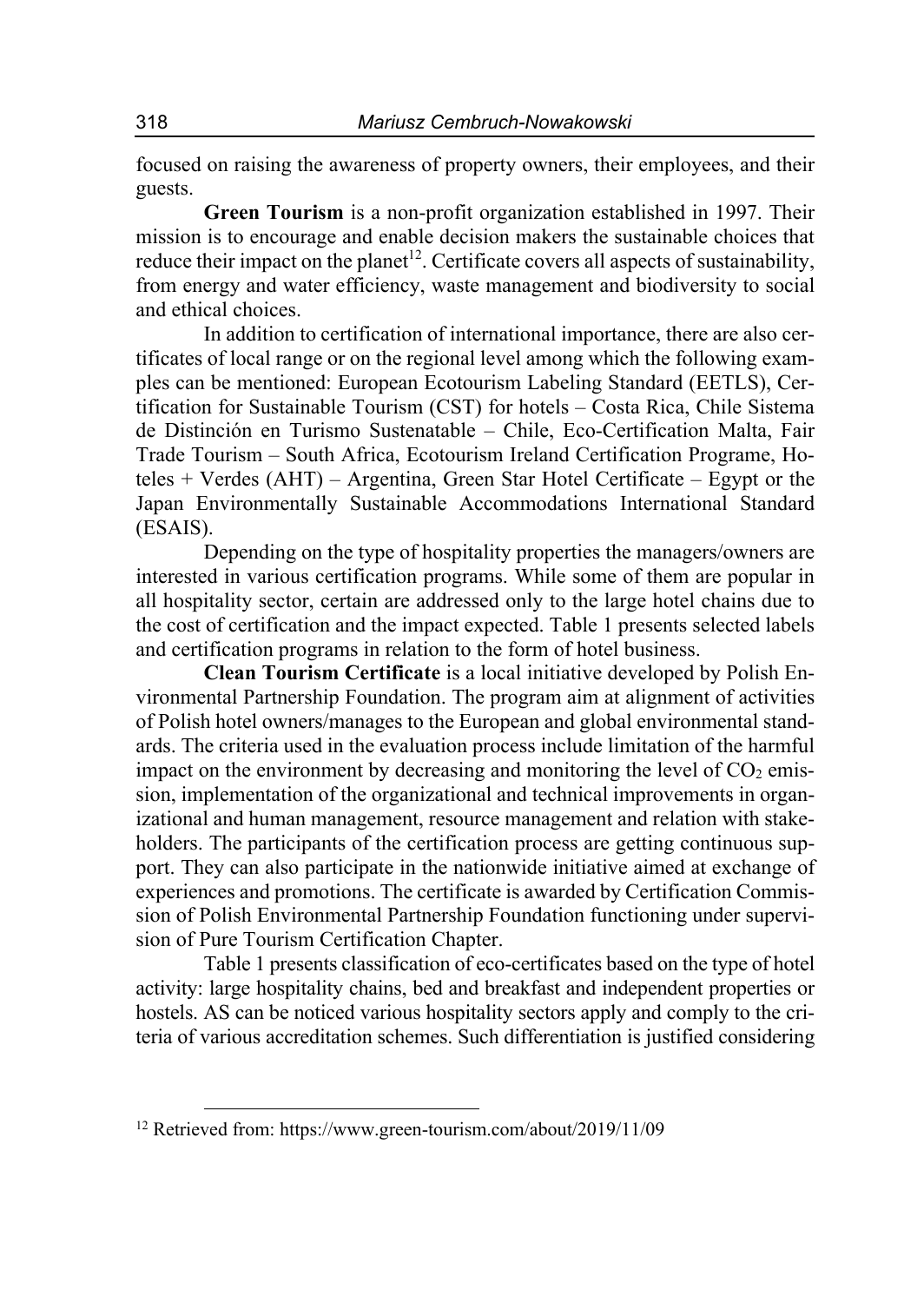focused on raising the awareness of property owners, their employees, and their guests.

**Green Tourism** is a non-profit organization established in 1997. Their mission is to encourage and enable decision makers the sustainable choices that reduce their impact on the planet[12]. Certificate covers all aspects of sustainability, from energy and water efficiency, waste management and biodiversity to social and ethical choices.

In addition to certification of international importance, there are also certificates of local range or on the regional level among which the following examples can be mentioned: European Ecotourism Labeling Standard (EETLS), Certification for Sustainable Tourism (CST) for hotels – Costa Rica, Chile Sistema de Distinción en Turismo Sustenatable – Chile, Eco-Certification Malta, Fair Trade Tourism – South Africa, Ecotourism Ireland Certification Programe, Hoteles + Verdes (AHT) – Argentina, Green Star Hotel Certificate – Egypt or the Japan Environmentally Sustainable Accommodations International Standard (ESAIS).

Depending on the type of hospitality properties the managers/owners are interested in various certification programs. While some of them are popular in all hospitality sector, certain are addressed only to the large hotel chains due to the cost of certification and the impact expected. Table 1 presents selected labels and certification programs in relation to the form of hotel business.

**Clean Tourism Certificate** is a local initiative developed by Polish Environmental Partnership Foundation. The program aim at alignment of activities of Polish hotel owners/manages to the European and global environmental standards. The criteria used in the evaluation process include limitation of the harmful impact on the environment by decreasing and monitoring the level of $CO_2$ emission, implementation of the organizational and technical improvements in organizational and human management, resource management and relation with stakeholders. The participants of the certification process are getting continuous support. They can also participate in the nationwide initiative aimed at exchange of experiences and promotions. The certificate is awarded by Certification Commission of Polish Environmental Partnership Foundation functioning under supervision of Pure Tourism Certification Chapter.

Table 1 presents classification of eco-certificates based on the type of hotel activity: large hospitality chains, bed and breakfast and independent properties or hostels. AS can be noticed various hospitality sectors apply and comply to the criteria of various accreditation schemes. Such differentiation is justified considering

[12] Retrieved from: https://www.green-tourism.com/about/2019/11/09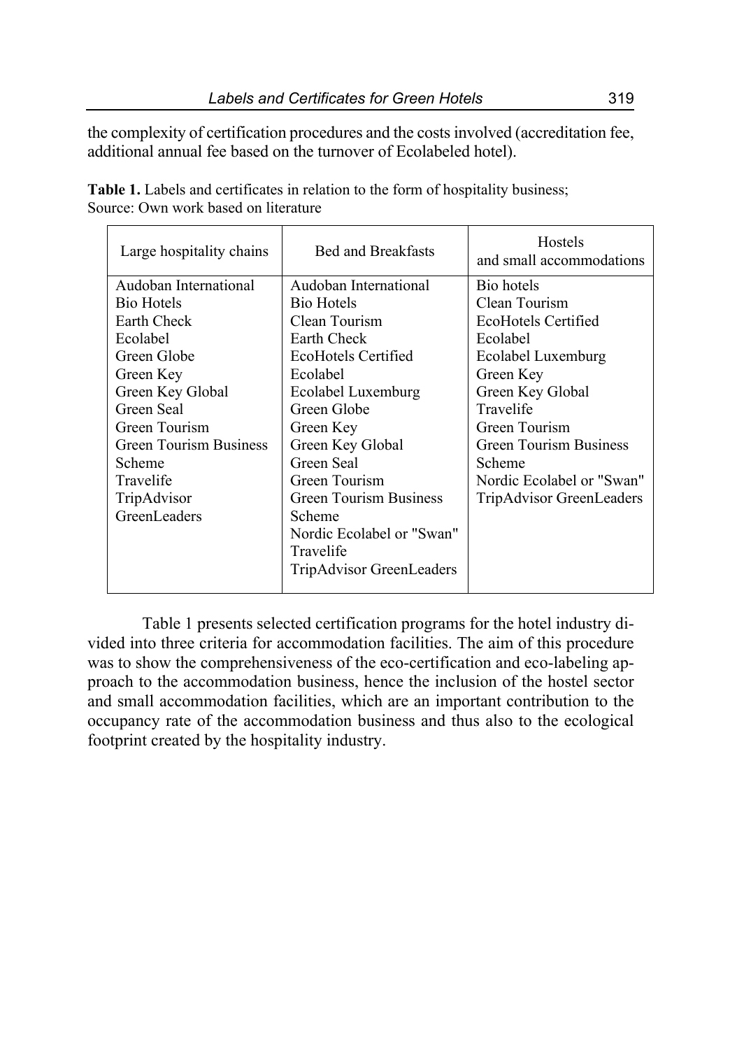the complexity of certification procedures and the costs involved (accreditation fee, additional annual fee based on the turnover of Ecolabeled hotel).

**Table 1.** Labels and certificates in relation to the form of hospitality business; Source: Own work based on literature

| Large hospitality chains | Bed and Breakfasts | Hostels and small accommodations |
|---|---|---|
| Audoban International<br>Bio Hotels<br>Earth Check<br>Ecolabel<br>Green Globe<br>Green Key<br>Green Key Global<br>Green Seal<br>Green Tourism<br>Green Tourism Business Scheme<br>Travelife<br>TripAdvisor GreenLeaders | Audoban International<br>Bio Hotels<br>Clean Tourism<br>Earth Check<br>EcoHotels Certified<br>Ecolabel<br>Ecolabel Luxemburg<br>Green Globe<br>Green Key<br>Green Key Global<br>Green Seal<br>Green Tourism<br>Green Tourism Business Scheme<br>Nordic Ecolabel or "Swan"<br>Travelife<br>TripAdvisor GreenLeaders | Bio hotels<br>Clean Tourism<br>EcoHotels Certified<br>Ecolabel<br>Ecolabel Luxemburg<br>Green Key<br>Green Key Global<br>Travelife<br>Green Tourism<br>Green Tourism Business Scheme<br>Nordic Ecolabel or "Swan"<br>TripAdvisor GreenLeaders |

Table 1 presents selected certification programs for the hotel industry divided into three criteria for accommodation facilities. The aim of this procedure was to show the comprehensiveness of the eco-certification and eco-labeling approach to the accommodation business, hence the inclusion of the hostel sector and small accommodation facilities, which are an important contribution to the occupancy rate of the accommodation business and thus also to the ecological footprint created by the hospitality industry.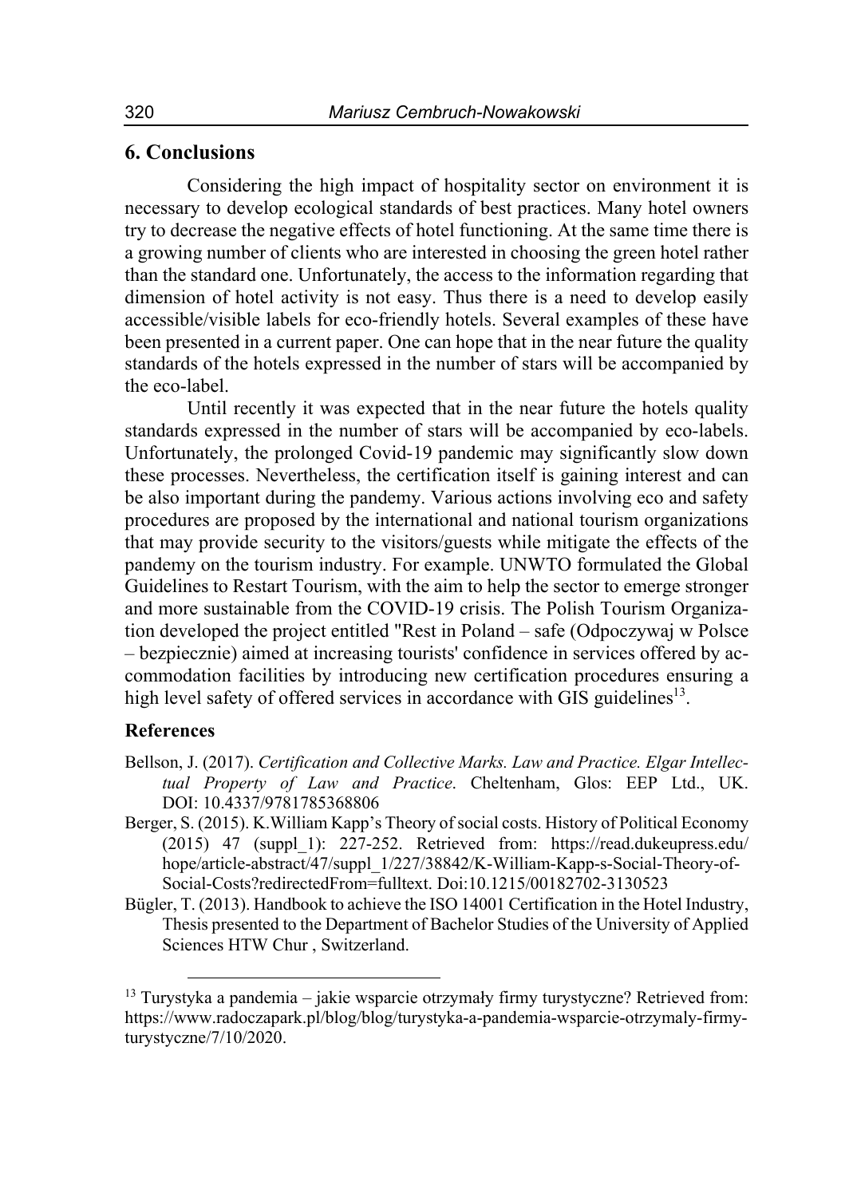## 6. Conclusions

Considering the high impact of hospitality sector on environment it is necessary to develop ecological standards of best practices. Many hotel owners try to decrease the negative effects of hotel functioning. At the same time there is a growing number of clients who are interested in choosing the green hotel rather than the standard one. Unfortunately, the access to the information regarding that dimension of hotel activity is not easy. Thus there is a need to develop easily accessible/visible labels for eco-friendly hotels. Several examples of these have been presented in a current paper. One can hope that in the near future the quality standards of the hotels expressed in the number of stars will be accompanied by the eco-label.

Until recently it was expected that in the near future the hotels quality standards expressed in the number of stars will be accompanied by eco-labels. Unfortunately, the prolonged Covid-19 pandemic may significantly slow down these processes. Nevertheless, the certification itself is gaining interest and can be also important during the pandemy. Various actions involving eco and safety procedures are proposed by the international and national tourism organizations that may provide security to the visitors/guests while mitigate the effects of the pandemy on the tourism industry. For example. UNWTO formulated the Global Guidelines to Restart Tourism, with the aim to help the sector to emerge stronger and more sustainable from the COVID-19 crisis. The Polish Tourism Organization developed the project entitled "Rest in Poland – safe (Odpoczywaj w Polsce – bezpiecznie) aimed at increasing tourists' confidence in services offered by accommodation facilities by introducing new certification procedures ensuring a high level safety of offered services in accordance with GIS guidelines[13].

### References

Bellson, J. (2017). *Certification and Collective Marks. Law and Practice. Elgar Intellectual Property of Law and Practice*. Cheltenham, Glos: EEP Ltd., UK. DOI: 10.4337/9781785368806

Berger, S. (2015). K.William Kapp's Theory of social costs. History of Political Economy (2015) 47 (suppl_1): 227-252. Retrieved from: https://read.dukeupress.edu/hope/article-abstract/47/suppl_1/227/38842/K-William-Kapp-s-Social-Theory-of-Social-Costs?redirectedFrom=fulltext. Doi:10.1215/00182702-3130523

Bügler, T. (2013). Handbook to achieve the ISO 14001 Certification in the Hotel Industry, Thesis presented to the Department of Bachelor Studies of the University of Applied Sciences HTW Chur , Switzerland.

[13] Turystyka a pandemia – jakie wsparcie otrzymały firmy turystyczne? Retrieved from: https://www.radoczapark.pl/blog/blog/turystyka-a-pandemia-wsparcie-otrzymaly-firmy-turystyczne/7/10/2020.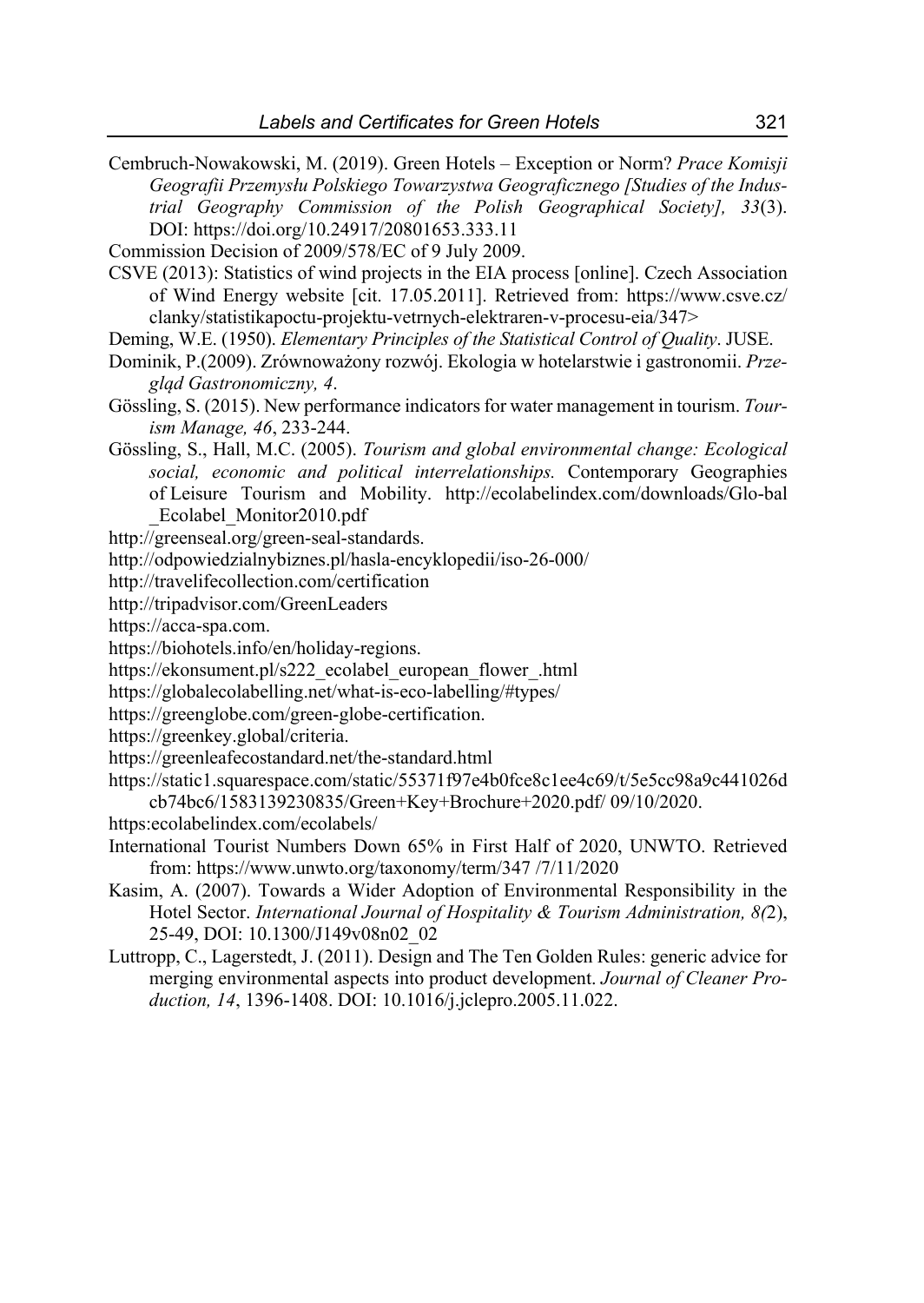Cembruch-Nowakowski, M. (2019). Green Hotels – Exception or Norm? *Prace Komisji Geografii Przemysłu Polskiego Towarzystwa Geograficznego [Studies of the Industrial Geography Commission of the Polish Geographical Society], 33*(3). DOI: https://doi.org/10.24917/20801653.333.11

Commission Decision of 2009/578/EC of 9 July 2009.

CSVE (2013): Statistics of wind projects in the EIA process [online]. Czech Association of Wind Energy website [cit. 17.05.2011]. Retrieved from: https://www.csve.cz/clanky/statistikapoctu-projektu-vetrnych-elektraren-v-procesu-eia/347>

Deming, W.E. (1950). *Elementary Principles of the Statistical Control of Quality*. JUSE.

Dominik, P.(2009). Zrównoważony rozwój. Ekologia w hotelarstwie i gastronomii. *Przegląd Gastronomiczny, 4*.

Gössling, S. (2015). New performance indicators for water management in tourism. *Tourism Manage, 46*, 233-244.

Gössling, S., Hall, M.C. (2005). *Tourism and global environmental change: Ecological social, economic and political interrelationships.* Contemporary Geographies of Leisure Tourism and Mobility. http://ecolabelindex.com/downloads/Glo-bal_Ecolabel_Monitor2010.pdf

http://greenseal.org/green-seal-standards.

http://odpowiedzialnybiznes.pl/hasla-encyklopedii/iso-26-000/

http://travelifecollection.com/certification

http://tripadvisor.com/GreenLeaders

https://acca-spa.com.

https://biohotels.info/en/holiday-regions.

https://ekonsument.pl/s222_ecolabel_european_flower_.html

https://globalecolabelling.net/what-is-eco-labelling/#types/

https://greenglobe.com/green-globe-certification.

https://greenkey.global/criteria.

https://greenleafecostandard.net/the-standard.html

https://static1.squarespace.com/static/55371f97e4b0fce8c1ee4c69/t/5e5cc98a9c441026dcb74bc6/1583139230835/Green+Key+Brochure+2020.pdf/ 09/10/2020.

https:ecolabelindex.com/ecolabels/

International Tourist Numbers Down 65% in First Half of 2020, UNWTO. Retrieved from: https://www.unwto.org/taxonomy/term/347 /7/11/2020

Kasim, A. (2007). Towards a Wider Adoption of Environmental Responsibility in the Hotel Sector. *International Journal of Hospitality & Tourism Administration, 8(*2), 25-49, DOI: 10.1300/J149v08n02_02

Luttropp, C., Lagerstedt, J. (2011). Design and The Ten Golden Rules: generic advice for merging environmental aspects into product development. *Journal of Cleaner Production, 14*, 1396-1408. DOI: 10.1016/j.jclepro.2005.11.022.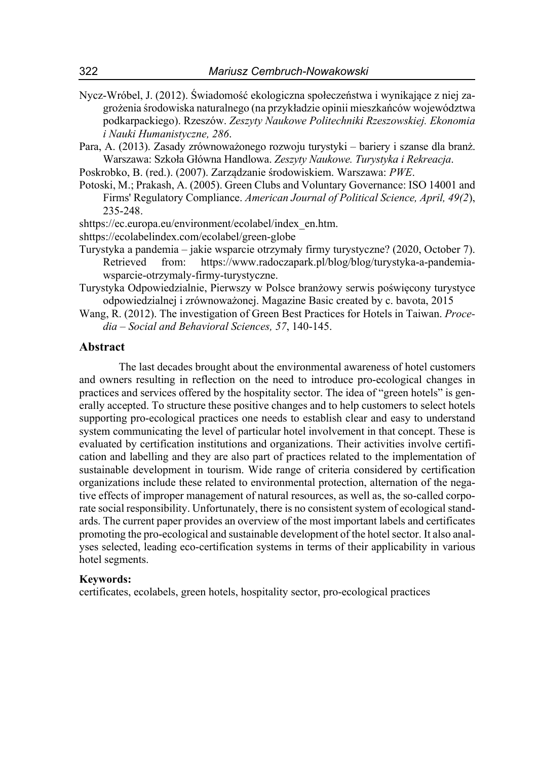Nycz-Wróbel, J. (2012). Świadomość ekologiczna społeczeństwa i wynikające z niej zagrożenia środowiska naturalnego (na przykładzie opinii mieszkańców województwa podkarpackiego). Rzeszów. *Zeszyty Naukowe Politechniki Rzeszowskiej. Ekonomia i Nauki Humanistyczne, 286*.

Para, A. (2013). Zasady zrównoważonego rozwoju turystyki – bariery i szanse dla branż. Warszawa: Szkoła Główna Handlowa. *Zeszyty Naukowe. Turystyka i Rekreacja*.

Poskrobko, B. (red.). (2007). Zarządzanie środowiskiem. Warszawa: *PWE*.

Potoski, M.; Prakash, A. (2005). Green Clubs and Voluntary Governance: ISO 14001 and Firms' Regulatory Compliance. *American Journal of Political Science, April, 49(2*), 235-248.

shttps://ec.europa.eu/environment/ecolabel/index_en.htm.

shttps://ecolabelindex.com/ecolabel/green-globe

Turystyka a pandemia – jakie wsparcie otrzymały firmy turystyczne? (2020, October 7). Retrieved from: https://www.radoczapark.pl/blog/blog/turystyka-a-pandemia-wsparcie-otrzymaly-firmy-turystyczne.

Turystyka Odpowiedzialnie, Pierwszy w Polsce branżowy serwis poświęcony turystyce odpowiedzialnej i zrównoważonej. Magazine Basic created by c. bavota, 2015

Wang, R. (2012). The investigation of Green Best Practices for Hotels in Taiwan. *Procedia – Social and Behavioral Sciences, 57*, 140-145.

## Abstract

The last decades brought about the environmental awareness of hotel customers and owners resulting in reflection on the need to introduce pro-ecological changes in practices and services offered by the hospitality sector. The idea of "green hotels" is generally accepted. To structure these positive changes and to help customers to select hotels supporting pro-ecological practices one needs to establish clear and easy to understand system communicating the level of particular hotel involvement in that concept. These is evaluated by certification institutions and organizations. Their activities involve certification and labelling and they are also part of practices related to the implementation of sustainable development in tourism. Wide range of criteria considered by certification organizations include these related to environmental protection, alternation of the negative effects of improper management of natural resources, as well as, the so-called corporate social responsibility. Unfortunately, there is no consistent system of ecological standards. The current paper provides an overview of the most important labels and certificates promoting the pro-ecological and sustainable development of the hotel sector. It also analyses selected, leading eco-certification systems in terms of their applicability in various hotel segments.

**Keywords:**

certificates, ecolabels, green hotels, hospitality sector, pro-ecological practices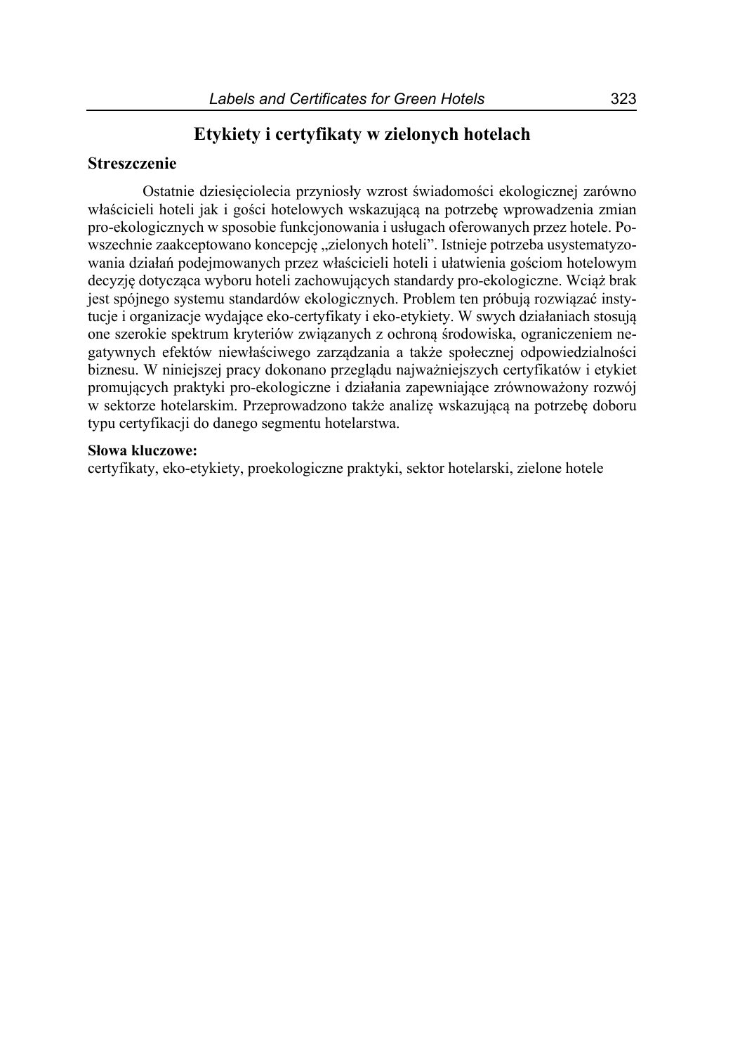## Etykiety i certyfikaty w zielonych hotelach

### Streszczenie

Ostatnie dziesięciolecia przyniosły wzrost świadomości ekologicznej zarówno właścicieli hoteli jak i gości hotelowych wskazującą na potrzebę wprowadzenia zmian pro-ekologicznych w sposobie funkcjonowania i usługach oferowanych przez hotele. Powszechnie zaakceptowano koncepcję „zielonych hoteli". Istnieje potrzeba usystematyzowania działań podejmowanych przez właścicieli hoteli i ułatwienia gościom hotelowym decyzję dotycząca wyboru hoteli zachowujących standardy pro-ekologiczne. Wciąż brak jest spójnego systemu standardów ekologicznych. Problem ten próbują rozwiązać instytucje i organizacje wydające eko-certyfikaty i eko-etykiety. W swych działaniach stosują one szerokie spektrum kryteriów związanych z ochroną środowiska, ograniczeniem negatywnych efektów niewłaściwego zarządzania a także społecznej odpowiedzialności biznesu. W niniejszej pracy dokonano przeglądu najważniejszych certyfikatów i etykiet promujących praktyki pro-ekologiczne i działania zapewniające zrównoważony rozwój w sektorze hotelarskim. Przeprowadzono także analizę wskazującą na potrzebę doboru typu certyfikacji do danego segmentu hotelarstwa.

**Słowa kluczowe:**
certyfikaty, eko-etykiety, proekologiczne praktyki, sektor hotelarski, zielone hotele